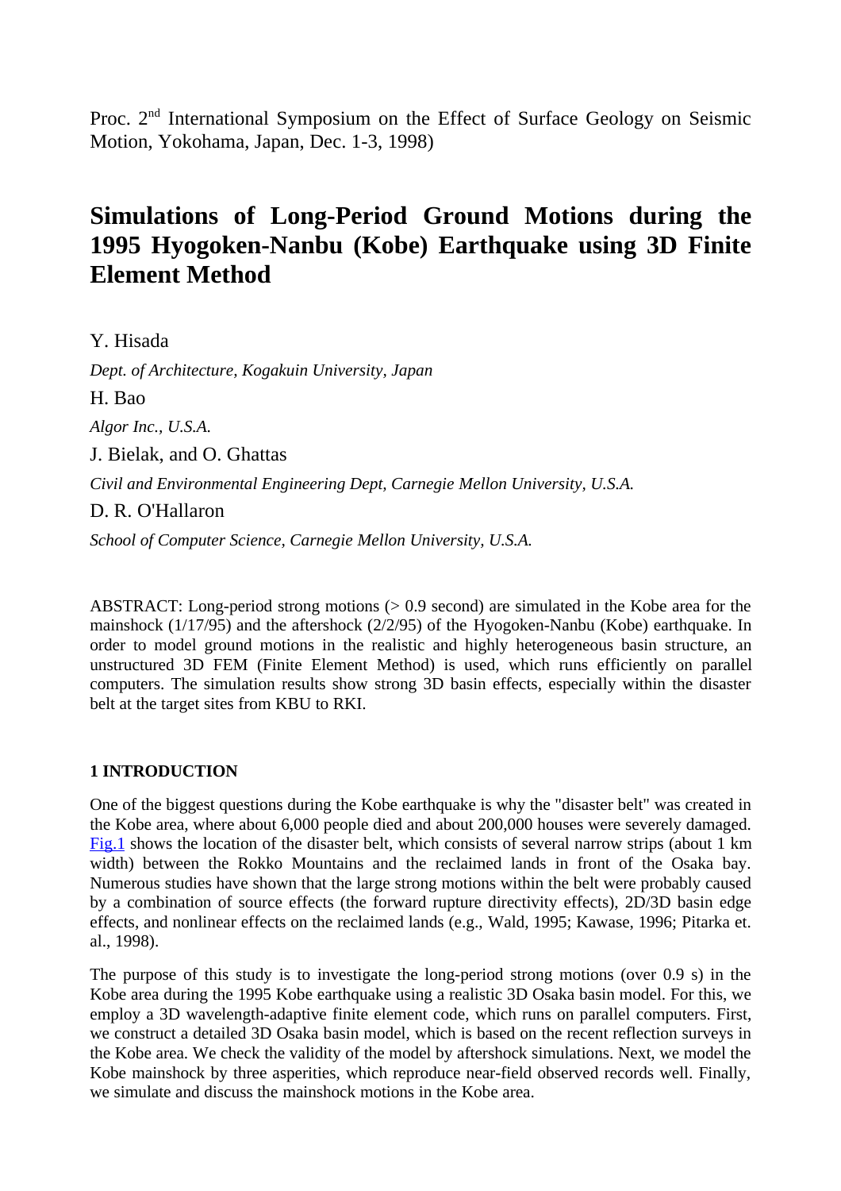Proc. 2nd International Symposium on the Effect of Surface Geology on Seismic Motion, Yokohama, Japan, Dec. 1-3, 1998)

# Simulations of Long-Period Ground Motions during the 1995 Hyogoken-Nanbu (Kobe) Earthquake using 3D Finite Element Method

Y. Hisada

*Dept. of Architecture, Kogakuin University, Japan*

H. Bao

*Algor Inc., U.S.A.*

J. Bielak, and O. Ghattas

*Civil and Environmental Engineering Dept, Carnegie Mellon University, U.S.A.*

D. R. O'Hallaron

*School of Computer Science, Carnegie Mellon University, U.S.A.*

ABSTRACT: Long-period strong motions (> 0.9 second) are simulated in the Kobe area for the mainshock (1/17/95) and the aftershock (2/2/95) of the Hyogoken-Nanbu (Kobe) earthquake. In order to model ground motions in the realistic and highly heterogeneous basin structure, an unstructured 3D FEM (Finite Element Method) is used, which runs efficiently on parallel computers. The simulation results show strong 3D basin effects, especially within the disaster belt at the target sites from KBU to RKI.

## 1 INTRODUCTION

One of the biggest questions during the Kobe earthquake is why the "disaster belt" was created in the Kobe area, where about 6,000 people died and about 200,000 houses were severely damaged. Fig.1 shows the location of the disaster belt, which consists of several narrow strips (about 1 km width) between the Rokko Mountains and the reclaimed lands in front of the Osaka bay. Numerous studies have shown that the large strong motions within the belt were probably caused by a combination of source effects (the forward rupture directivity effects), 2D/3D basin edge effects, and nonlinear effects on the reclaimed lands (e.g., Wald, 1995; Kawase, 1996; Pitarka et. al., 1998).

The purpose of this study is to investigate the long-period strong motions (over 0.9 s) in the Kobe area during the 1995 Kobe earthquake using a realistic 3D Osaka basin model. For this, we employ a 3D wavelength-adaptive finite element code, which runs on parallel computers. First, we construct a detailed 3D Osaka basin model, which is based on the recent reflection surveys in the Kobe area. We check the validity of the model by aftershock simulations. Next, we model the Kobe mainshock by three asperities, which reproduce near-field observed records well. Finally, we simulate and discuss the mainshock motions in the Kobe area.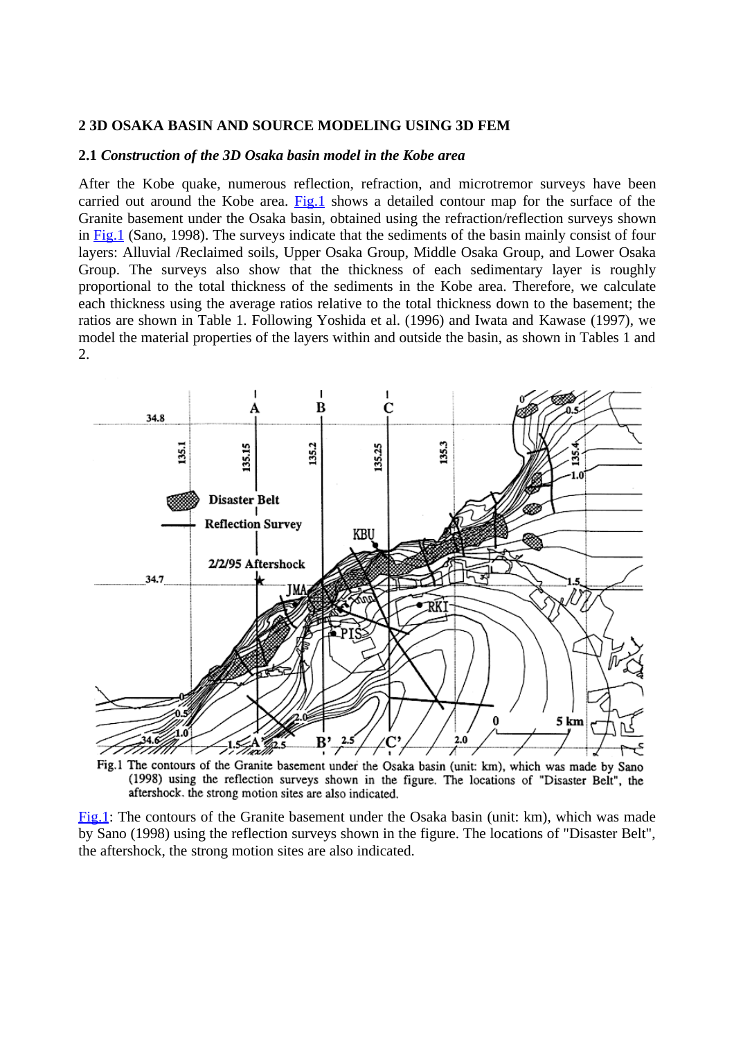## 2 3D OSAKA BASIN AND SOURCE MODELING USING 3D FEM

### 2.1 *Construction of the 3D Osaka basin model in the Kobe area*

After the Kobe quake, numerous reflection, refraction, and microtremor surveys have been carried out around the Kobe area. Fig.1 shows a detailed contour map for the surface of the Granite basement under the Osaka basin, obtained using the refraction/reflection surveys shown in Fig.1 (Sano, 1998). The surveys indicate that the sediments of the basin mainly consist of four layers: Alluvial /Reclaimed soils, Upper Osaka Group, Middle Osaka Group, and Lower Osaka Group. The surveys also show that the thickness of each sedimentary layer is roughly proportional to the total thickness of the sediments in the Kobe area. Therefore, we calculate each thickness using the average ratios relative to the total thickness down to the basement; the ratios are shown in Table 1. Following Yoshida et al. (1996) and Iwata and Kawase (1997), we model the material properties of the layers within and outside the basin, as shown in Tables 1 and 2.

Fig.1 The contours of the Granite basement under the Osaka basin (unit: km), which was made by Sano (1998) using the reflection surveys shown in the figure. The locations of "Disaster Belt", the aftershock. the strong motion sites are also indicated.

Fig.1: The contours of the Granite basement under the Osaka basin (unit: km), which was made by Sano (1998) using the reflection surveys shown in the figure. The locations of "Disaster Belt", the aftershock, the strong motion sites are also indicated.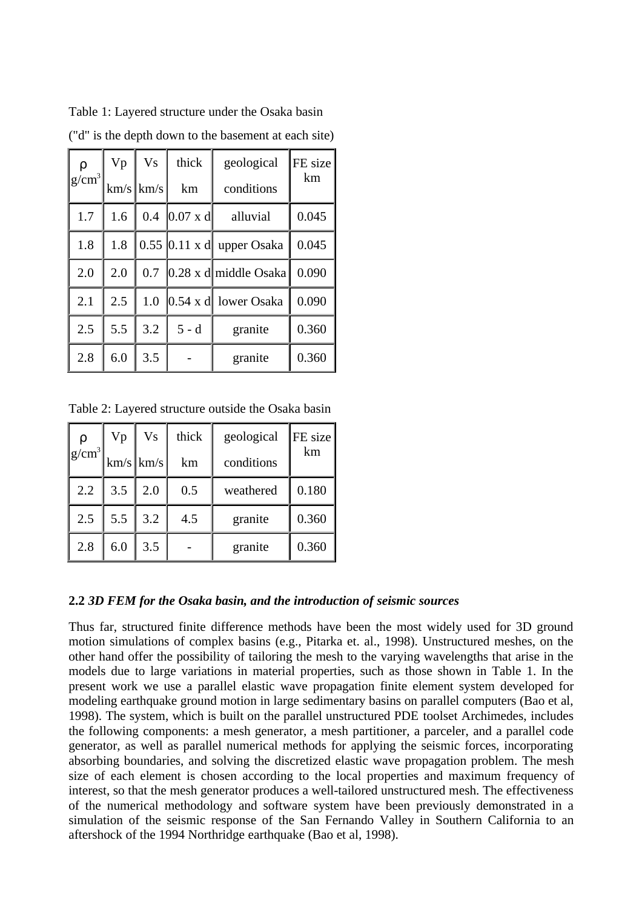Table 1: Layered structure under the Osaka basin

("d" is the depth down to the basement at each site)

| ρ $g/cm^3$ | Vp km/s | Vs km/s | thick km | geological conditions | FE size km |
|---|---|---|---|---|---|
| 1.7 | 1.6 | 0.4 | 0.07 x d | alluvial | 0.045 |
| 1.8 | 1.8 | 0.55 | 0.11 x d | upper Osaka | 0.045 |
| 2.0 | 2.0 | 0.7 | 0.28 x d | middle Osaka | 0.090 |
| 2.1 | 2.5 | 1.0 | 0.54 x d | lower Osaka | 0.090 |
| 2.5 | 5.5 | 3.2 | 5 - d | granite | 0.360 |
| 2.8 | 6.0 | 3.5 | - | granite | 0.360 |

Table 2: Layered structure outside the Osaka basin

| ρ $g/cm^3$ | Vp km/s | Vs km/s | thick km | geological conditions | FE size km |
|---|---|---|---|---|---|
| 2.2 | 3.5 | 2.0 | 0.5 | weathered | 0.180 |
| 2.5 | 5.5 | 3.2 | 4.5 | granite | 0.360 |
| 2.8 | 6.0 | 3.5 | - | granite | 0.360 |

### 2.2 *3D FEM for the Osaka basin, and the introduction of seismic sources*

Thus far, structured finite difference methods have been the most widely used for 3D ground motion simulations of complex basins (e.g., Pitarka et. al., 1998). Unstructured meshes, on the other hand offer the possibility of tailoring the mesh to the varying wavelengths that arise in the models due to large variations in material properties, such as those shown in Table 1. In the present work we use a parallel elastic wave propagation finite element system developed for modeling earthquake ground motion in large sedimentary basins on parallel computers (Bao et al, 1998). The system, which is built on the parallel unstructured PDE toolset Archimedes, includes the following components: a mesh generator, a mesh partitioner, a parceler, and a parallel code generator, as well as parallel numerical methods for applying the seismic forces, incorporating absorbing boundaries, and solving the discretized elastic wave propagation problem. The mesh size of each element is chosen according to the local properties and maximum frequency of interest, so that the mesh generator produces a well-tailored unstructured mesh. The effectiveness of the numerical methodology and software system have been previously demonstrated in a simulation of the seismic response of the San Fernando Valley in Southern California to an aftershock of the 1994 Northridge earthquake (Bao et al, 1998).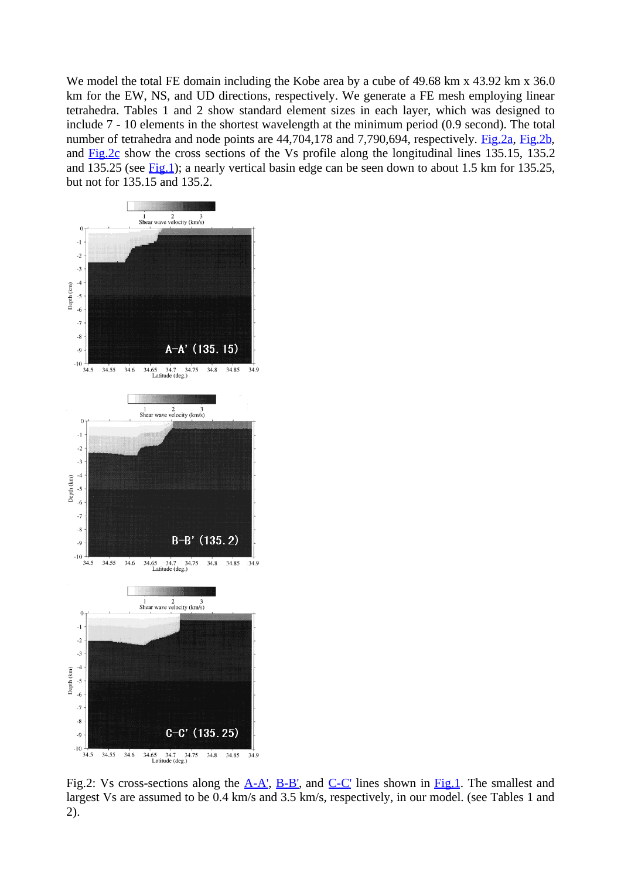We model the total FE domain including the Kobe area by a cube of 49.68 km x 43.92 km x 36.0 km for the EW, NS, and UD directions, respectively. We generate a FE mesh employing linear tetrahedra. Tables 1 and 2 show standard element sizes in each layer, which was designed to include 7 - 10 elements in the shortest wavelength at the minimum period (0.9 second). The total number of tetrahedra and node points are 44,704,178 and 7,790,694, respectively. Fig.2a, Fig.2b, and Fig.2c show the cross sections of the Vs profile along the longitudinal lines 135.15, 135.2 and 135.25 (see Fig.1); a nearly vertical basin edge can be seen down to about 1.5 km for 135.25, but not for 135.15 and 135.2.

Fig.2: Vs cross-sections along the A-A', B-B', and C-C' lines shown in Fig.1. The smallest and largest Vs are assumed to be 0.4 km/s and 3.5 km/s, respectively, in our model. (see Tables 1 and 2).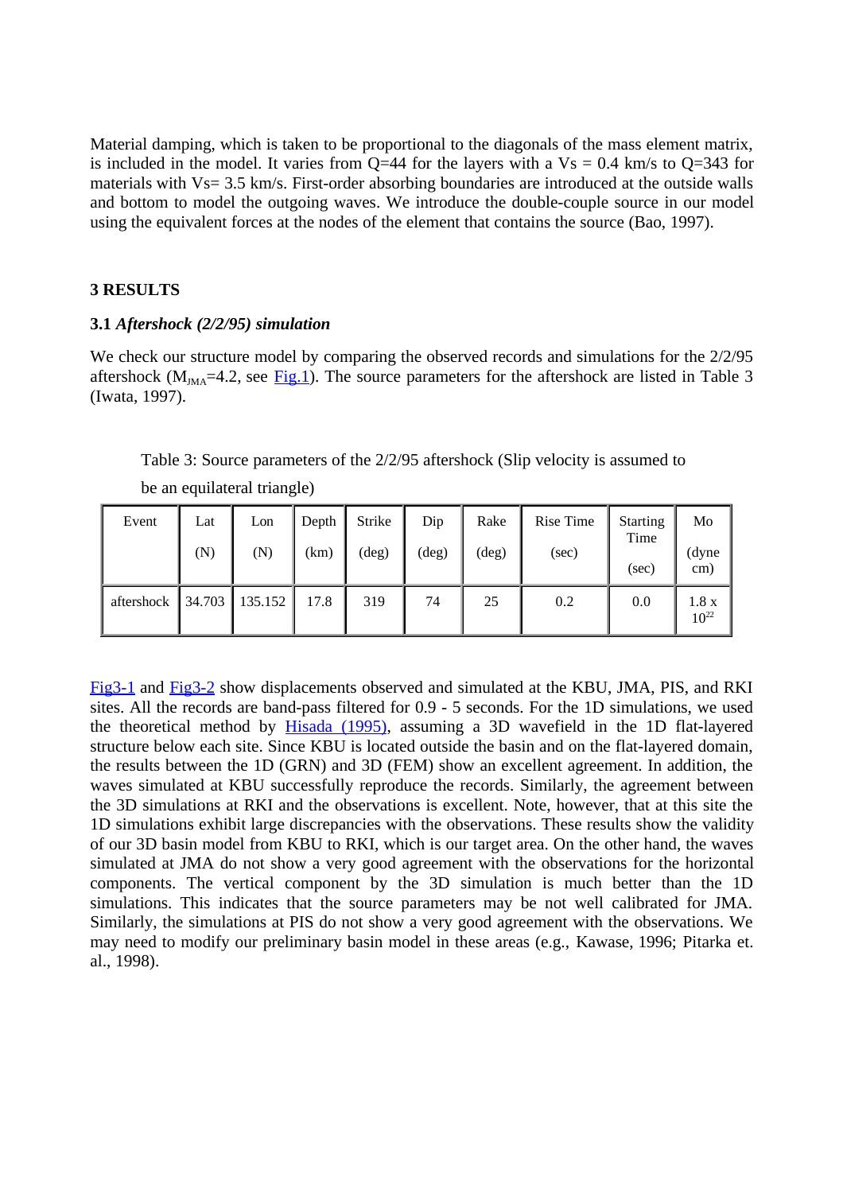Material damping, which is taken to be proportional to the diagonals of the mass element matrix, is included in the model. It varies from Q=44 for the layers with a Vs = 0.4 km/s to Q=343 for materials with Vs= 3.5 km/s. First-order absorbing boundaries are introduced at the outside walls and bottom to model the outgoing waves. We introduce the double-couple source in our model using the equivalent forces at the nodes of the element that contains the source (Bao, 1997).

## 3 RESULTS

### 3.1 *Aftershock (2/2/95) simulation*

We check our structure model by comparing the observed records and simulations for the 2/2/95 aftershock ($M_{JMA}$=4.2, see Fig.1). The source parameters for the aftershock are listed in Table 3 (Iwata, 1997).

Table 3: Source parameters of the 2/2/95 aftershock (Slip velocity is assumed to be an equilateral triangle)

| Event | Lat (N) | Lon (N) | Depth (km) | Strike (deg) | Dip (deg) | Rake (deg) | Rise Time (sec) | Starting Time (sec) | Mo (dyne cm) |
|---|---|---|---|---|---|---|---|---|---|
| aftershock | 34.703 | 135.152 | 17.8 | 319 | 74 | 25 | 0.2 | 0.0 | $1.8 \times 10^{22}$ |

Fig3-1 and Fig3-2 show displacements observed and simulated at the KBU, JMA, PIS, and RKI sites. All the records are band-pass filtered for 0.9 - 5 seconds. For the 1D simulations, we used the theoretical method by Hisada (1995), assuming a 3D wavefield in the 1D flat-layered structure below each site. Since KBU is located outside the basin and on the flat-layered domain, the results between the 1D (GRN) and 3D (FEM) show an excellent agreement. In addition, the waves simulated at KBU successfully reproduce the records. Similarly, the agreement between the 3D simulations at RKI and the observations is excellent. Note, however, that at this site the 1D simulations exhibit large discrepancies with the observations. These results show the validity of our 3D basin model from KBU to RKI, which is our target area. On the other hand, the waves simulated at JMA do not show a very good agreement with the observations for the horizontal components. The vertical component by the 3D simulation is much better than the 1D simulations. This indicates that the source parameters may be not well calibrated for JMA. Similarly, the simulations at PIS do not show a very good agreement with the observations. We may need to modify our preliminary basin model in these areas (e.g., Kawase, 1996; Pitarka et. al., 1998).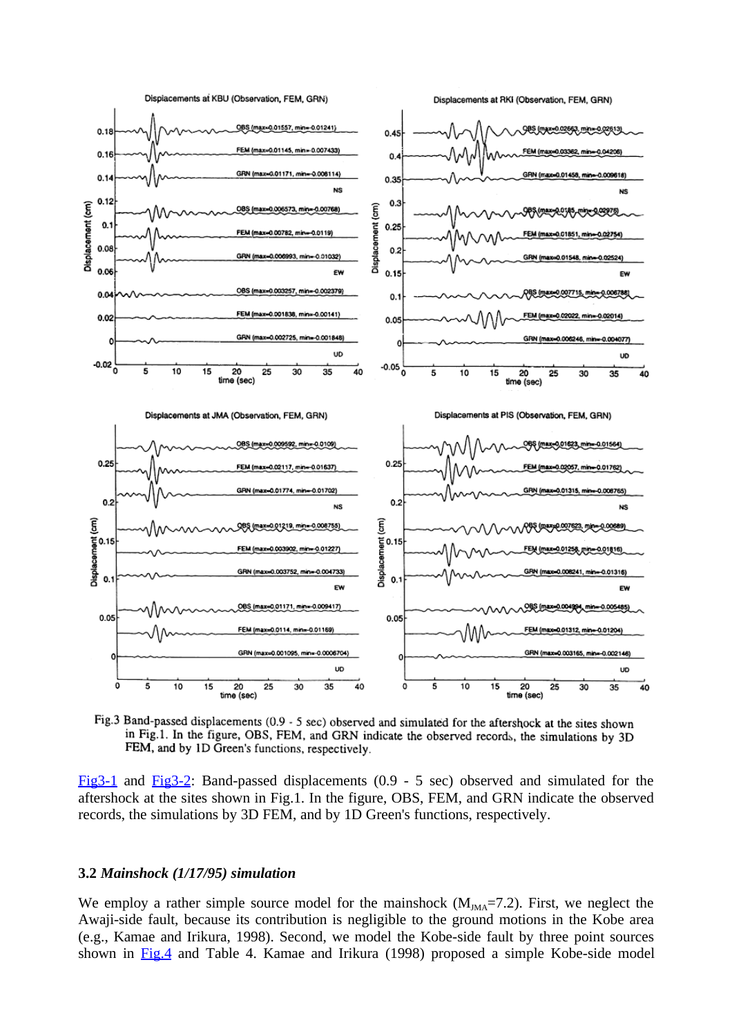Fig.3 Band-passed displacements (0.9 - 5 sec) observed and simulated for the aftershock at the sites shown in Fig.1. In the figure, OBS, FEM, and GRN indicate the observed records, the simulations by 3D FEM, and by 1D Green's functions, respectively.

Fig3-1 and Fig3-2: Band-passed displacements (0.9 - 5 sec) observed and simulated for the aftershock at the sites shown in Fig.1. In the figure, OBS, FEM, and GRN indicate the observed records, the simulations by 3D FEM, and by 1D Green's functions, respectively.

### 3.2 *Mainshock (1/17/95) simulation*

We employ a rather simple source model for the mainshock ($M_{JMA}$=7.2). First, we neglect the Awaji-side fault, because its contribution is negligible to the ground motions in the Kobe area (e.g., Kamae and Irikura, 1998). Second, we model the Kobe-side fault by three point sources shown in Fig.4 and Table 4. Kamae and Irikura (1998) proposed a simple Kobe-side model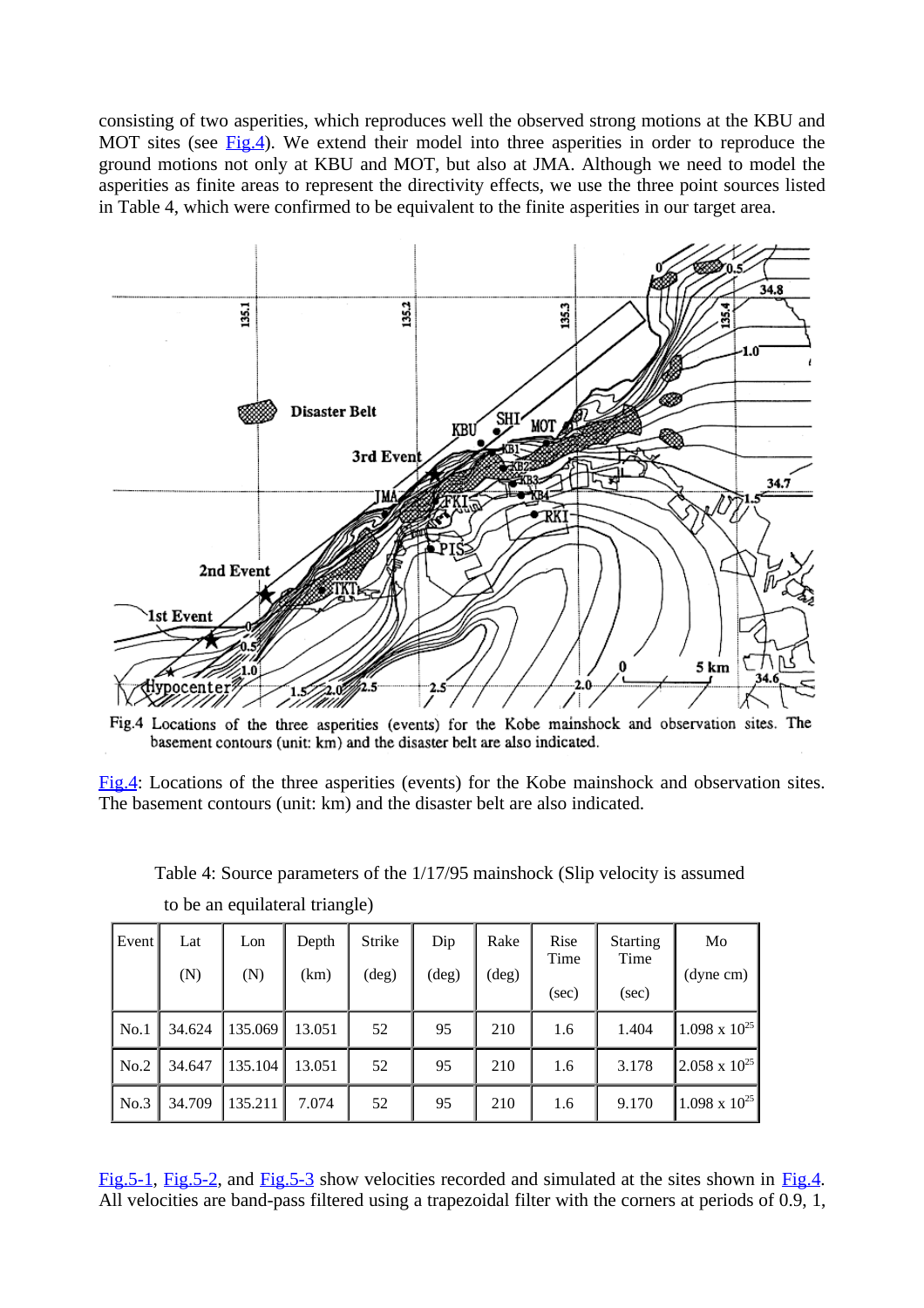consisting of two asperities, which reproduces well the observed strong motions at the KBU and MOT sites (see Fig.4). We extend their model into three asperities in order to reproduce the ground motions not only at KBU and MOT, but also at JMA. Although we need to model the asperities as finite areas to represent the directivity effects, we use the three point sources listed in Table 4, which were confirmed to be equivalent to the finite asperities in our target area.

Fig.4 Locations of the three asperities (events) for the Kobe mainshock and observation sites. The basement contours (unit: km) and the disaster belt are also indicated.

Fig.4: Locations of the three asperities (events) for the Kobe mainshock and observation sites. The basement contours (unit: km) and the disaster belt are also indicated.

Table 4: Source parameters of the 1/17/95 mainshock (Slip velocity is assumed to be an equilateral triangle)

| Event | Lat (N) | Lon (N) | Depth (km) | Strike (deg) | Dip (deg) | Rake (deg) | Rise Time (sec) | Starting Time (sec) | Mo (dyne cm) |
|---|---|---|---|---|---|---|---|---|---|
| No.1 | 34.624 | 135.069 | 13.051 | 52 | 95 | 210 | 1.6 | 1.404 | $1.098 \times 10^{25}$ |
| No.2 | 34.647 | 135.104 | 13.051 | 52 | 95 | 210 | 1.6 | 3.178 | $2.058 \times 10^{25}$ |
| No.3 | 34.709 | 135.211 | 7.074 | 52 | 95 | 210 | 1.6 | 9.170 | $1.098 \times 10^{25}$ |

Fig.5-1, Fig.5-2, and Fig.5-3 show velocities recorded and simulated at the sites shown in Fig.4. All velocities are band-pass filtered using a trapezoidal filter with the corners at periods of 0.9, 1,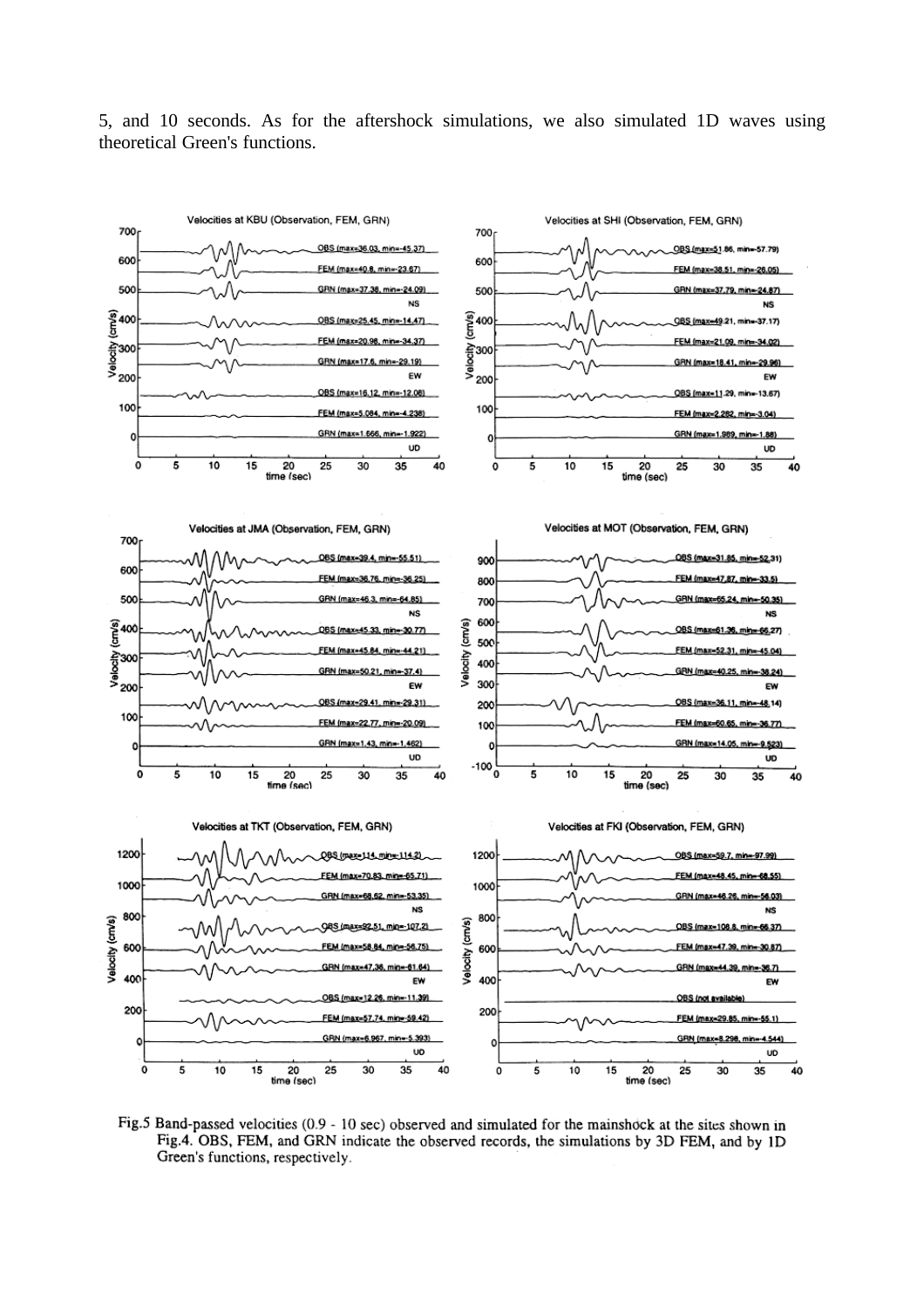5, and 10 seconds. As for the aftershock simulations, we also simulated 1D waves using theoretical Green's functions.

Fig.5 Band-passed velocities (0.9 - 10 sec) observed and simulated for the mainshock at the sites shown in Fig.4. OBS, FEM, and GRN indicate the observed records, the simulations by 3D FEM, and by 1D Green's functions, respectively.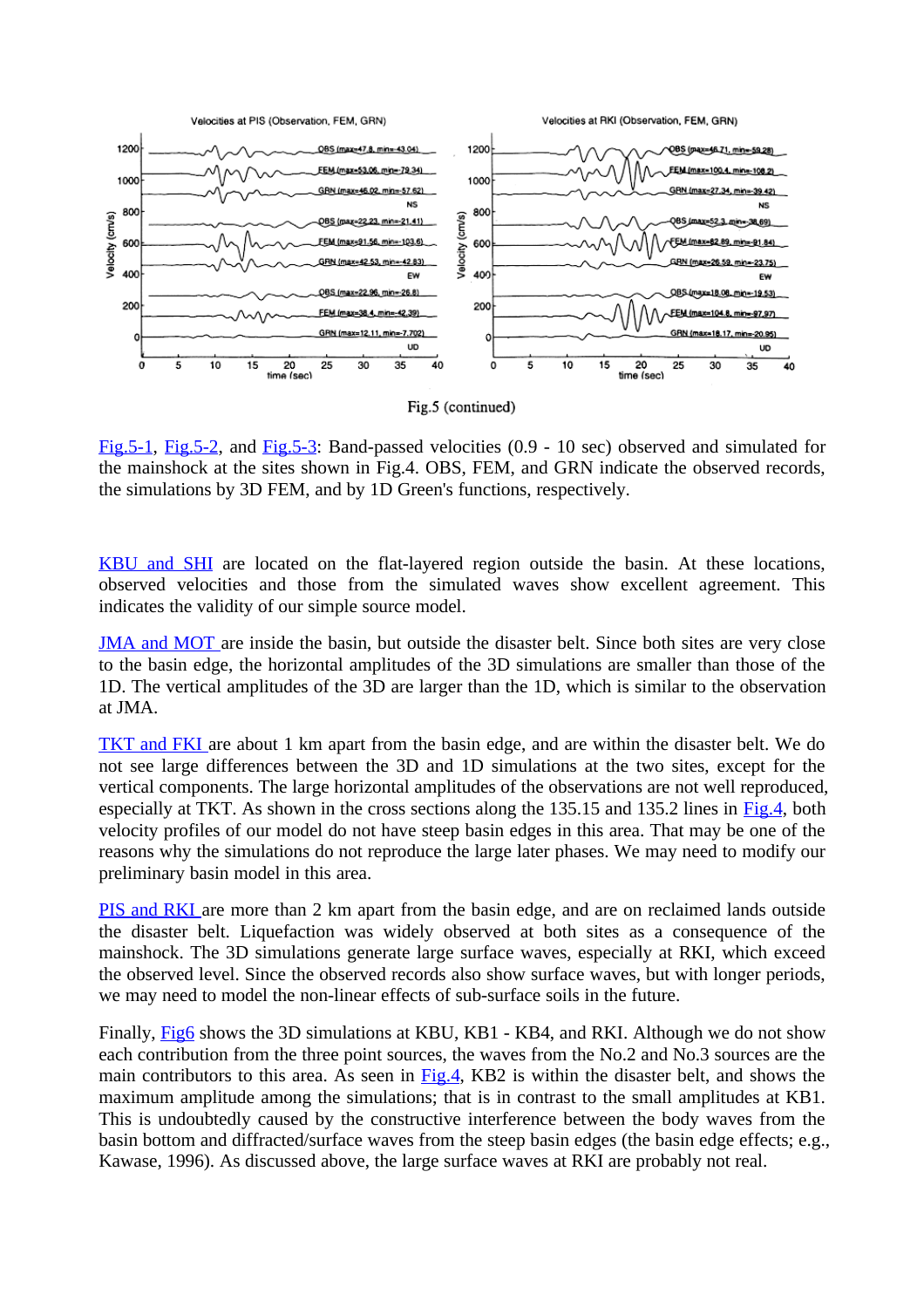Fig.5 (continued)

[Fig.5-1](), [Fig.5-2](), and [Fig.5-3](): Band-passed velocities (0.9 - 10 sec) observed and simulated for the mainshock at the sites shown in Fig.4. OBS, FEM, and GRN indicate the observed records, the simulations by 3D FEM, and by 1D Green's functions, respectively.

KBU and SHI are located on the flat-layered region outside the basin. At these locations, observed velocities and those from the simulated waves show excellent agreement. This indicates the validity of our simple source model.

JMA and MOT are inside the basin, but outside the disaster belt. Since both sites are very close to the basin edge, the horizontal amplitudes of the 3D simulations are smaller than those of the 1D. The vertical amplitudes of the 3D are larger than the 1D, which is similar to the observation at JMA.

TKT and FKI are about 1 km apart from the basin edge, and are within the disaster belt. We do not see large differences between the 3D and 1D simulations at the two sites, except for the vertical components. The large horizontal amplitudes of the observations are not well reproduced, especially at TKT. As shown in the cross sections along the 135.15 and 135.2 lines in Fig.4, both velocity profiles of our model do not have steep basin edges in this area. That may be one of the reasons why the simulations do not reproduce the large later phases. We may need to modify our preliminary basin model in this area.

PIS and RKI are more than 2 km apart from the basin edge, and are on reclaimed lands outside the disaster belt. Liquefaction was widely observed at both sites as a consequence of the mainshock. The 3D simulations generate large surface waves, especially at RKI, which exceed the observed level. Since the observed records also show surface waves, but with longer periods, we may need to model the non-linear effects of sub-surface soils in the future.

Finally, Fig6 shows the 3D simulations at KBU, KB1 - KB4, and RKI. Although we do not show each contribution from the three point sources, the waves from the No.2 and No.3 sources are the main contributors to this area. As seen in Fig.4, KB2 is within the disaster belt, and shows the maximum amplitude among the simulations; that is in contrast to the small amplitudes at KB1. This is undoubtedly caused by the constructive interference between the body waves from the basin bottom and diffracted/surface waves from the steep basin edges (the basin edge effects; e.g., Kawase, 1996). As discussed above, the large surface waves at RKI are probably not real.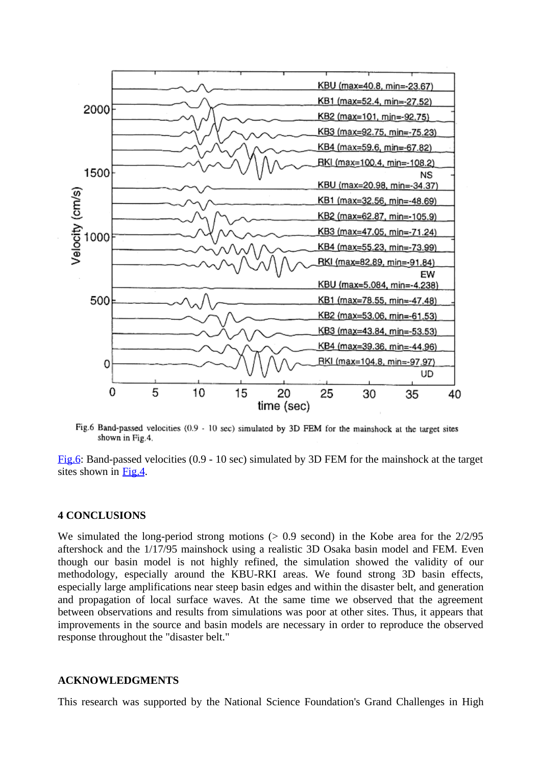Fig.6 Band-passed velocities (0.9 - 10 sec) simulated by 3D FEM for the mainshock at the target sites shown in Fig.4.

Fig.6: Band-passed velocities (0.9 - 10 sec) simulated by 3D FEM for the mainshock at the target sites shown in Fig.4.

### 4 CONCLUSIONS

We simulated the long-period strong motions (> 0.9 second) in the Kobe area for the 2/2/95 aftershock and the 1/17/95 mainshock using a realistic 3D Osaka basin model and FEM. Even though our basin model is not highly refined, the simulation showed the validity of our methodology, especially around the KBU-RKI areas. We found strong 3D basin effects, especially large amplifications near steep basin edges and within the disaster belt, and generation and propagation of local surface waves. At the same time we observed that the agreement between observations and results from simulations was poor at other sites. Thus, it appears that improvements in the source and basin models are necessary in order to reproduce the observed response throughout the "disaster belt."

### ACKNOWLEDGMENTS

This research was supported by the National Science Foundation's Grand Challenges in High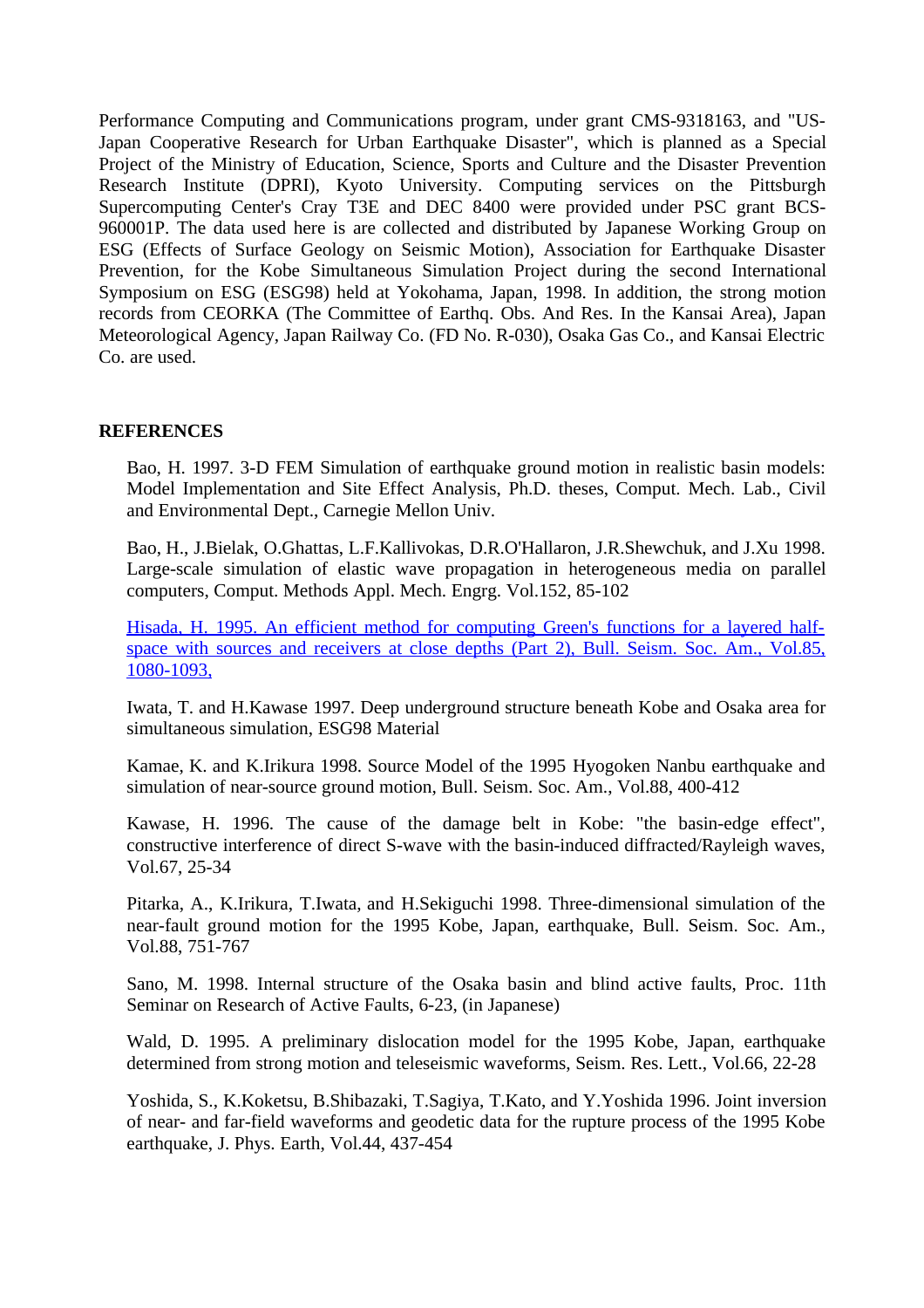Performance Computing and Communications program, under grant CMS-9318163, and "US-Japan Cooperative Research for Urban Earthquake Disaster", which is planned as a Special Project of the Ministry of Education, Science, Sports and Culture and the Disaster Prevention Research Institute (DPRI), Kyoto University. Computing services on the Pittsburgh Supercomputing Center's Cray T3E and DEC 8400 were provided under PSC grant BCS-960001P. The data used here is are collected and distributed by Japanese Working Group on ESG (Effects of Surface Geology on Seismic Motion), Association for Earthquake Disaster Prevention, for the Kobe Simultaneous Simulation Project during the second International Symposium on ESG (ESG98) held at Yokohama, Japan, 1998. In addition, the strong motion records from CEORKA (The Committee of Earthq. Obs. And Res. In the Kansai Area), Japan Meteorological Agency, Japan Railway Co. (FD No. R-030), Osaka Gas Co., and Kansai Electric Co. are used.

**REFERENCES**

Bao, H. 1997. 3-D FEM Simulation of earthquake ground motion in realistic basin models: Model Implementation and Site Effect Analysis, Ph.D. theses, Comput. Mech. Lab., Civil and Environmental Dept., Carnegie Mellon Univ.

Bao, H., J.Bielak, O.Ghattas, L.F.Kallivokas, D.R.O'Hallaron, J.R.Shewchuk, and J.Xu 1998. Large-scale simulation of elastic wave propagation in heterogeneous media on parallel computers, Comput. Methods Appl. Mech. Engrg. Vol.152, 85-102

Hisada, H. 1995. An efficient method for computing Green's functions for a layered half-space with sources and receivers at close depths (Part 2), Bull. Seism. Soc. Am., Vol.85, 1080-1093,

Iwata, T. and H.Kawase 1997. Deep underground structure beneath Kobe and Osaka area for simultaneous simulation, ESG98 Material

Kamae, K. and K.Irikura 1998. Source Model of the 1995 Hyogoken Nanbu earthquake and simulation of near-source ground motion, Bull. Seism. Soc. Am., Vol.88, 400-412

Kawase, H. 1996. The cause of the damage belt in Kobe: "the basin-edge effect", constructive interference of direct S-wave with the basin-induced diffracted/Rayleigh waves, Vol.67, 25-34

Pitarka, A., K.Irikura, T.Iwata, and H.Sekiguchi 1998. Three-dimensional simulation of the near-fault ground motion for the 1995 Kobe, Japan, earthquake, Bull. Seism. Soc. Am., Vol.88, 751-767

Sano, M. 1998. Internal structure of the Osaka basin and blind active faults, Proc. 11th Seminar on Research of Active Faults, 6-23, (in Japanese)

Wald, D. 1995. A preliminary dislocation model for the 1995 Kobe, Japan, earthquake determined from strong motion and teleseismic waveforms, Seism. Res. Lett., Vol.66, 22-28

Yoshida, S., K.Koketsu, B.Shibazaki, T.Sagiya, T.Kato, and Y.Yoshida 1996. Joint inversion of near- and far-field waveforms and geodetic data for the rupture process of the 1995 Kobe earthquake, J. Phys. Earth, Vol.44, 437-454